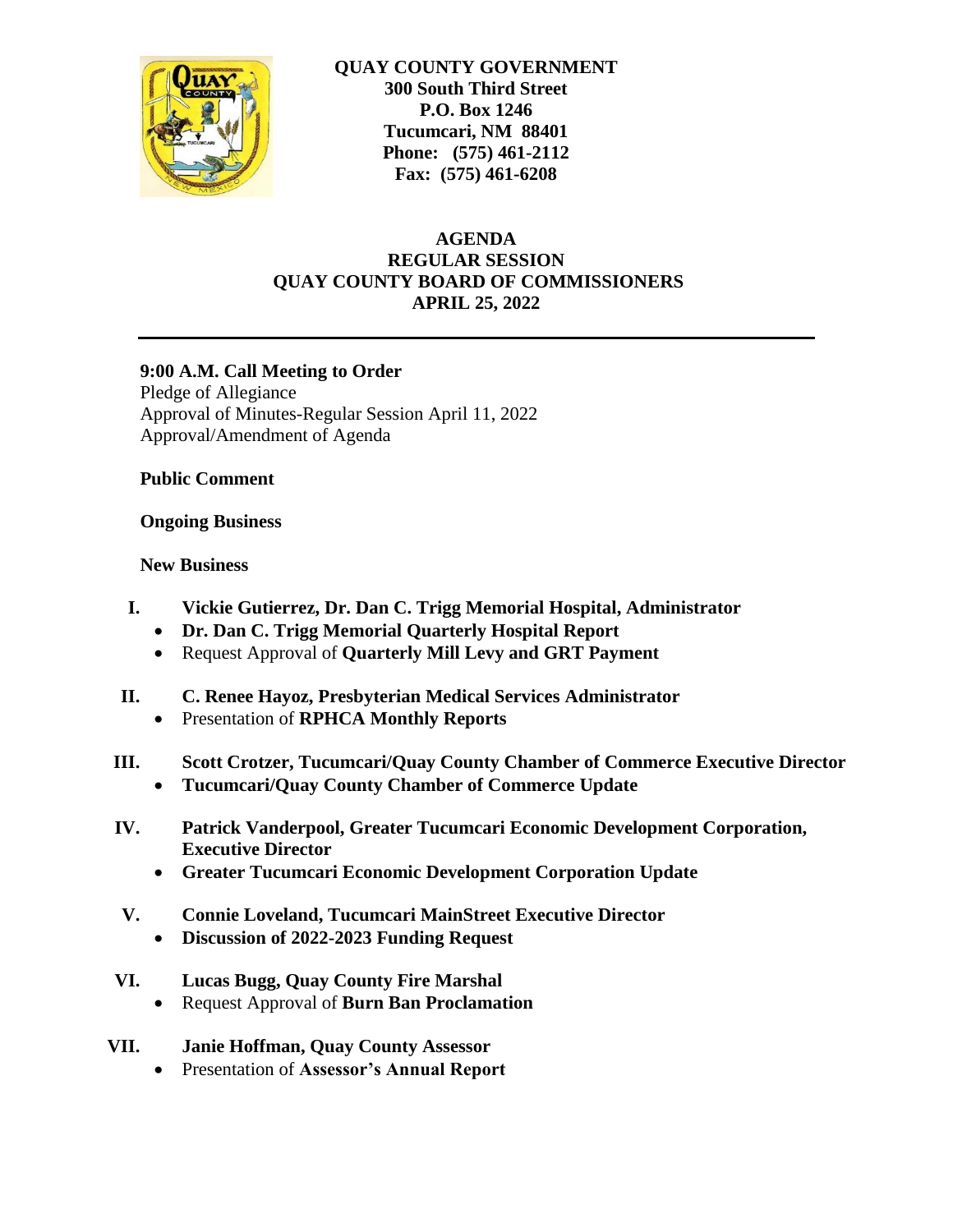**QUAY COUNTY GOVERNMENT**
**300 South Third Street**
**P.O. Box 1246**
**Tucumcari, NM 88401**
**Phone: (575) 461-2112**
**Fax: (575) 461-6208**

# AGENDA
## REGULAR SESSION
## QUAY COUNTY BOARD OF COMMISSIONERS
## APRIL 25, 2022

---

**9:00 A.M. Call Meeting to Order**
Pledge of Allegiance
Approval of Minutes-Regular Session April 11, 2022
Approval/Amendment of Agenda

**Public Comment**

**Ongoing Business**

**New Business**

**I. Vickie Gutierrez, Dr. Dan C. Trigg Memorial Hospital, Administrator**
- **Dr. Dan C. Trigg Memorial Quarterly Hospital Report**
- Request Approval of **Quarterly Mill Levy and GRT Payment**

**II. C. Renee Hayoz, Presbyterian Medical Services Administrator**
- Presentation of **RPHCA Monthly Reports**

**III. Scott Crotzer, Tucumcari/Quay County Chamber of Commerce Executive Director**
- **Tucumcari/Quay County Chamber of Commerce Update**

**IV. Patrick Vanderpool, Greater Tucumcari Economic Development Corporation, Executive Director**
- **Greater Tucumcari Economic Development Corporation Update**

**V. Connie Loveland, Tucumcari MainStreet Executive Director**
- **Discussion of 2022-2023 Funding Request**

**VI. Lucas Bugg, Quay County Fire Marshal**
- Request Approval of **Burn Ban Proclamation**

**VII. Janie Hoffman, Quay County Assessor**
- Presentation of **Assessor's Annual Report**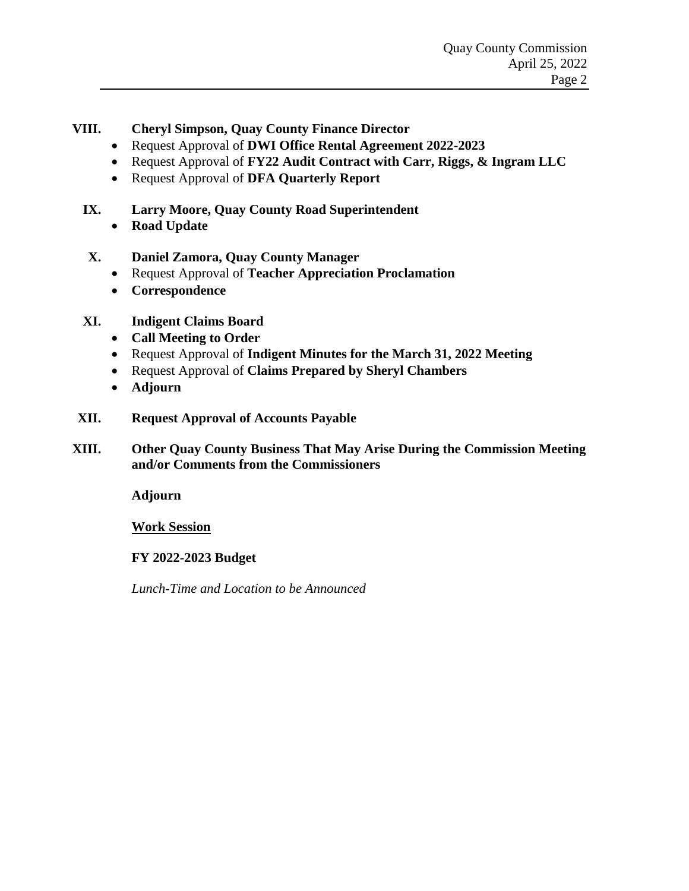**VIII. Cheryl Simpson, Quay County Finance Director**

- Request Approval of **DWI Office Rental Agreement 2022-2023**
- Request Approval of **FY22 Audit Contract with Carr, Riggs, & Ingram LLC**
- Request Approval of **DFA Quarterly Report**

**IX. Larry Moore, Quay County Road Superintendent**

- **Road Update**

**X. Daniel Zamora, Quay County Manager**

- Request Approval of **Teacher Appreciation Proclamation**
- **Correspondence**

**XI. Indigent Claims Board**

- **Call Meeting to Order**
- Request Approval of **Indigent Minutes for the March 31, 2022 Meeting**
- Request Approval of **Claims Prepared by Sheryl Chambers**
- **Adjourn**

**XII. Request Approval of Accounts Payable**

**XIII. Other Quay County Business That May Arise During the Commission Meeting and/or Comments from the Commissioners**

**Adjourn**

**<u>Work Session</u>**

**FY 2022-2023 Budget**

*Lunch-Time and Location to be Announced*